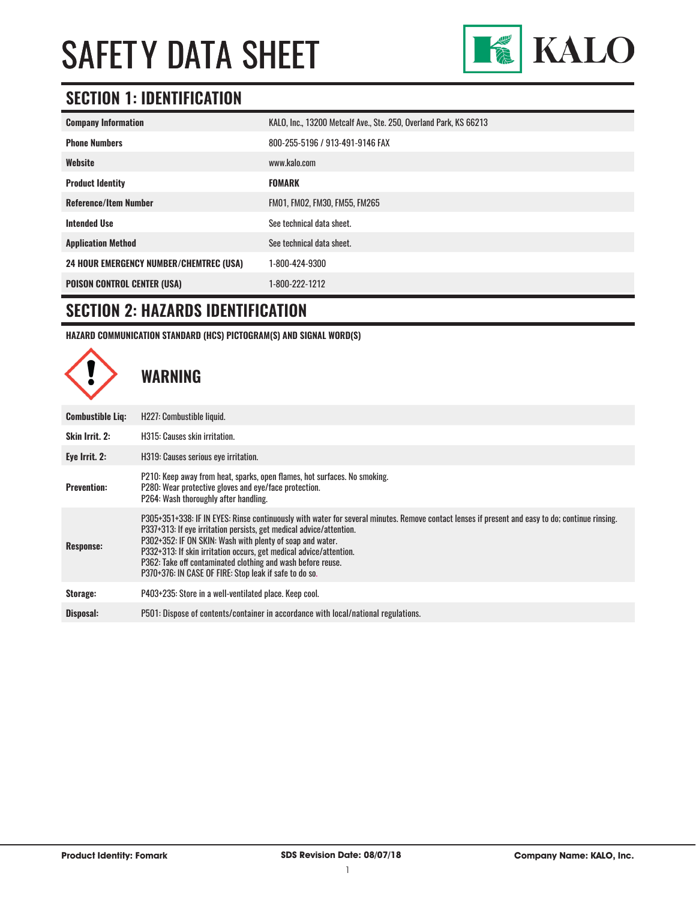# SAFETY DATA SHEET

KALO

## SECTION 1: IDENTIFICATION

| | |
|---|---|
| **Company Information** | KALO, Inc., 13200 Metcalf Ave., Ste. 250, Overland Park, KS 66213 |
| **Phone Numbers** | 800-255-5196 / 913-491-9146 FAX |
| **Website** | www.kalo.com |
| **Product Identity** | **FOMARK** |
| **Reference/Item Number** | FM01, FM02, FM30, FM55, FM265 |
| **Intended Use** | See technical data sheet. |
| **Application Method** | See technical data sheet. |
| **24 HOUR EMERGENCY NUMBER/CHEMTREC (USA)** | 1-800-424-9300 |
| **POISON CONTROL CENTER (USA)** | 1-800-222-1212 |

## SECTION 2: HAZARDS IDENTIFICATION

**HAZARD COMMUNICATION STANDARD (HCS) PICTOGRAM(S) AND SIGNAL WORD(S)**

### WARNING

| | |
|---|---|
| **Combustible Liq:** | H227: Combustible liquid. |
| **Skin Irrit. 2:** | H315: Causes skin irritation. |
| **Eye Irrit. 2:** | H319: Causes serious eye irritation. |
| **Prevention:** | P210: Keep away from heat, sparks, open flames, hot surfaces. No smoking.<br>P280: Wear protective gloves and eye/face protection.<br>P264: Wash thoroughly after handling. |
| **Response:** | P305+351+338: IF IN EYES: Rinse continuously with water for several minutes. Remove contact lenses if present and easy to do; continue rinsing.<br>P337+313: If eye irritation persists, get medical advice/attention.<br>P302+352: IF ON SKIN: Wash with plenty of soap and water.<br>P332+313: If skin irritation occurs, get medical advice/attention.<br>P362: Take off contaminated clothing and wash before reuse.<br>P370+376: IN CASE OF FIRE: Stop leak if safe to do so. |
| **Storage:** | P403+235: Store in a well-ventilated place. Keep cool. |
| **Disposal:** | P501: Dispose of contents/container in accordance with local/national regulations. |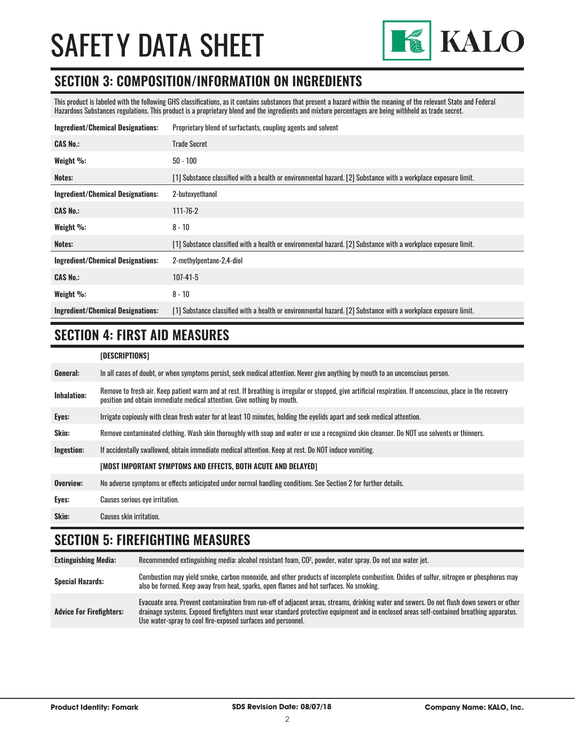# SAFETY DATA SHEET

## SECTION 3: COMPOSITION/INFORMATION ON INGREDIENTS

This product is labeled with the following GHS classifications, as it contains substances that present a hazard within the meaning of the relevant State and Federal Hazardous Substances regulations. This product is a proprietary blend and the ingredients and mixture percentages are being withheld as trade secret.

| | |
|---|---|
| **Ingredient/Chemical Designations:** | Proprietary blend of surfactants, coupling agents and solvent |
| **CAS No.:** | Trade Secret |
| **Weight %:** | 50 - 100 |
| **Notes:** | [1] Substance classified with a health or environmental hazard. [2] Substance with a workplace exposure limit. |
| **Ingredient/Chemical Designations:** | 2-butoxyethanol |
| **CAS No.:** | 111-76-2 |
| **Weight %:** | 8 - 10 |
| **Notes:** | [1] Substance classified with a health or environmental hazard. [2] Substance with a workplace exposure limit. |
| **Ingredient/Chemical Designations:** | 2-methylpentane-2,4-diol |
| **CAS No.:** | 107-41-5 |
| **Weight %:** | 8 - 10 |
| **Ingredient/Chemical Designations:** | [1] Substance classified with a health or environmental hazard. [2] Substance with a workplace exposure limit. |

## SECTION 4: FIRST AID MEASURES

| | |
|---|---|
| | **[DESCRIPTIONS]** |
| **General:** | In all cases of doubt, or when symptoms persist, seek medical attention. Never give anything by mouth to an unconscious person. |
| **Inhalation:** | Remove to fresh air. Keep patient warm and at rest. If breathing is irregular or stopped, give artificial respiration. If unconscious, place in the recovery position and obtain immediate medical attention. Give nothing by mouth. |
| **Eyes:** | Irrigate copiously with clean fresh water for at least 10 minutes, holding the eyelids apart and seek medical attention. |
| **Skin:** | Remove contaminated clothing. Wash skin thoroughly with soap and water or use a recognized skin cleanser. Do NOT use solvents or thinners. |
| **Ingestion:** | If accidentally swallowed, obtain immediate medical attention. Keep at rest. Do NOT induce vomiting. |
| | **[MOST IMPORTANT SYMPTOMS AND EFFECTS, BOTH ACUTE AND DELAYED]** |
| **Overview:** | No adverse symptoms or effects anticipated under normal handling conditions. See Section 2 for further details. |
| **Eyes:** | Causes serious eye irritation. |
| **Skin:** | Causes skin irritation. |

## SECTION 5: FIREFIGHTING MEASURES

| | |
|---|---|
| **Extinguishing Media:** | Recommended extinguishing media: alcohol resistant foam, $CO^2$, powder, water spray. Do not use water jet. |
| **Special Hazards:** | Combustion may yield smoke, carbon monoxide, and other products of incomplete combustion. Oxides of sulfur, nitrogen or phosphorus may also be formed. Keep away from heat, sparks, open flames and hot surfaces. No smoking. |
| **Advice For Firefighters:** | Evacuate area. Prevent contamination from run-off of adjacent areas, streams, drinking water and sewers. Do not flush down sewers or other drainage systems. Exposed firefighters must wear standard protective equipment and in enclosed areas self-contained breathing apparatus. Use water-spray to cool fire-exposed surfaces and personnel. |

**Product Identity: Fomark** | **SDS Revision Date: 08/07/18** | **Company Name: KALO, Inc.**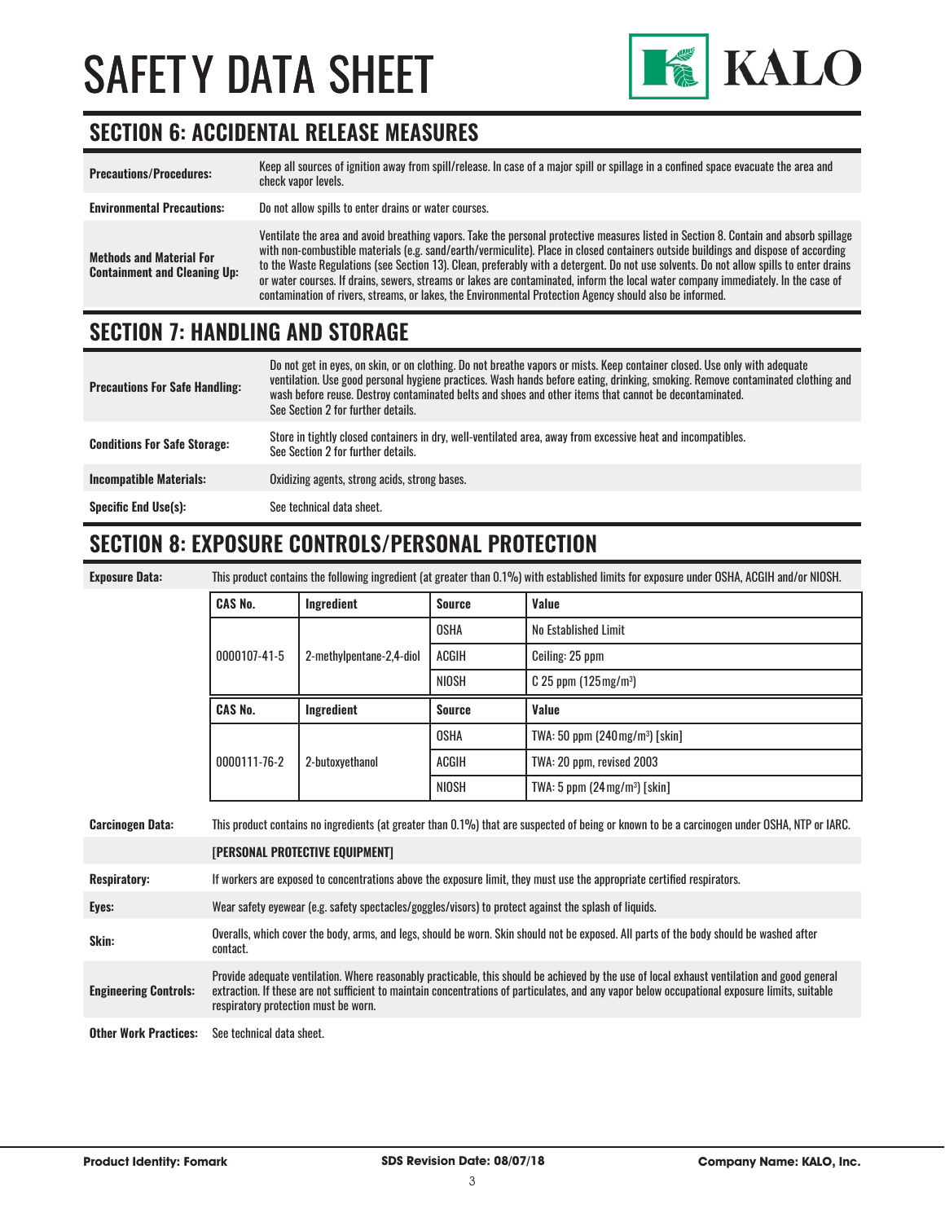## SECTION 6: ACCIDENTAL RELEASE MEASURES

| | |
|---|---|
| **Precautions/Procedures:** | Keep all sources of ignition away from spill/release. In case of a major spill or spillage in a confined space evacuate the area and check vapor levels. |
| **Environmental Precautions:** | Do not allow spills to enter drains or water courses. |
| **Methods and Material For Containment and Cleaning Up:** | Ventilate the area and avoid breathing vapors. Take the personal protective measures listed in Section 8. Contain and absorb spillage with non-combustible materials (e.g. sand/earth/vermiculite). Place in closed containers outside buildings and dispose of according to the Waste Regulations (see Section 13). Clean, preferably with a detergent. Do not use solvents. Do not allow spills to enter drains or water courses. If drains, sewers, streams or lakes are contaminated, inform the local water company immediately. In the case of contamination of rivers, streams, or lakes, the Environmental Protection Agency should also be informed. |

## SECTION 7: HANDLING AND STORAGE

| | |
|---|---|
| **Precautions For Safe Handling:** | Do not get in eyes, on skin, or on clothing. Do not breathe vapors or mists. Keep container closed. Use only with adequate ventilation. Use good personal hygiene practices. Wash hands before eating, drinking, smoking. Remove contaminated clothing and wash before reuse. Destroy contaminated belts and shoes and other items that cannot be decontaminated. See Section 2 for further details. |
| **Conditions For Safe Storage:** | Store in tightly closed containers in dry, well-ventilated area, away from excessive heat and incompatibles. See Section 2 for further details. |
| **Incompatible Materials:** | Oxidizing agents, strong acids, strong bases. |
| **Specific End Use(s):** | See technical data sheet. |

## SECTION 8: EXPOSURE CONTROLS/PERSONAL PROTECTION

**Exposure Data:** This product contains the following ingredient (at greater than 0.1%) with established limits for exposure under OSHA, ACGIH and/or NIOSH.

| CAS No. | Ingredient | Source | Value |
|---|---|---|---|
| 0000107-41-5 | 2-methylpentane-2,4-diol | OSHA | No Established Limit |
| | | ACGIH | Ceiling: 25 ppm |
| | | NIOSH | C 25 ppm (125 mg/m³) |

| CAS No. | Ingredient | Source | Value |
|---|---|---|---|
| 0000111-76-2 | 2-butoxyethanol | OSHA | TWA: 50 ppm (240 mg/m³) [skin] |
| | | ACGIH | TWA: 20 ppm, revised 2003 |
| | | NIOSH | TWA: 5 ppm (24 mg/m³) [skin] |

**Carcinogen Data:** This product contains no ingredients (at greater than 0.1%) that are suspected of being or known to be a carcinogen under OSHA, NTP or IARC.

**[PERSONAL PROTECTIVE EQUIPMENT]**

| | |
|---|---|
| **Respiratory:** | If workers are exposed to concentrations above the exposure limit, they must use the appropriate certified respirators. |
| **Eyes:** | Wear safety eyewear (e.g. safety spectacles/goggles/visors) to protect against the splash of liquids. |
| **Skin:** | Overalls, which cover the body, arms, and legs, should be worn. Skin should not be exposed. All parts of the body should be washed after contact. |
| **Engineering Controls:** | Provide adequate ventilation. Where reasonably practicable, this should be achieved by the use of local exhaust ventilation and good general extraction. If these are not sufficient to maintain concentrations of particulates, and any vapor below occupational exposure limits, suitable respiratory protection must be worn. |
| **Other Work Practices:** | See technical data sheet. |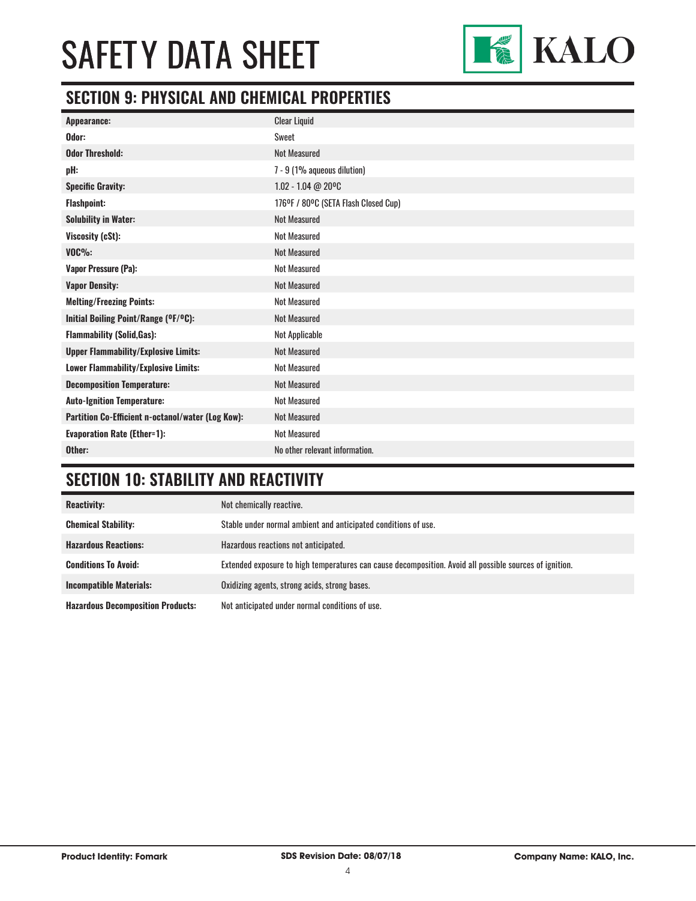## SECTION 9: PHYSICAL AND CHEMICAL PROPERTIES

| | |
|---|---|
| **Appearance:** | Clear Liquid |
| **Odor:** | Sweet |
| **Odor Threshold:** | Not Measured |
| **pH:** | 7 - 9 (1% aqueous dilution) |
| **Specific Gravity:** | 1.02 - 1.04 @ 20ºC |
| **Flashpoint:** | 176ºF / 80ºC (SETA Flash Closed Cup) |
| **Solubility in Water:** | Not Measured |
| **Viscosity (cSt):** | Not Measured |
| **VOC%:** | Not Measured |
| **Vapor Pressure (Pa):** | Not Measured |
| **Vapor Density:** | Not Measured |
| **Melting/Freezing Points:** | Not Measured |
| **Initial Boiling Point/Range (ºF/ºC):** | Not Measured |
| **Flammability (Solid,Gas):** | Not Applicable |
| **Upper Flammability/Explosive Limits:** | Not Measured |
| **Lower Flammability/Explosive Limits:** | Not Measured |
| **Decomposition Temperature:** | Not Measured |
| **Auto-Ignition Temperature:** | Not Measured |
| **Partition Co-Efficient n-octanol/water (Log Kow):** | Not Measured |
| **Evaporation Rate (Ether=1):** | Not Measured |
| **Other:** | No other relevant information. |

## SECTION 10: STABILITY AND REACTIVITY

| | |
|---|---|
| **Reactivity:** | Not chemically reactive. |
| **Chemical Stability:** | Stable under normal ambient and anticipated conditions of use. |
| **Hazardous Reactions:** | Hazardous reactions not anticipated. |
| **Conditions To Avoid:** | Extended exposure to high temperatures can cause decomposition. Avoid all possible sources of ignition. |
| **Incompatible Materials:** | Oxidizing agents, strong acids, strong bases. |
| **Hazardous Decomposition Products:** | Not anticipated under normal conditions of use. |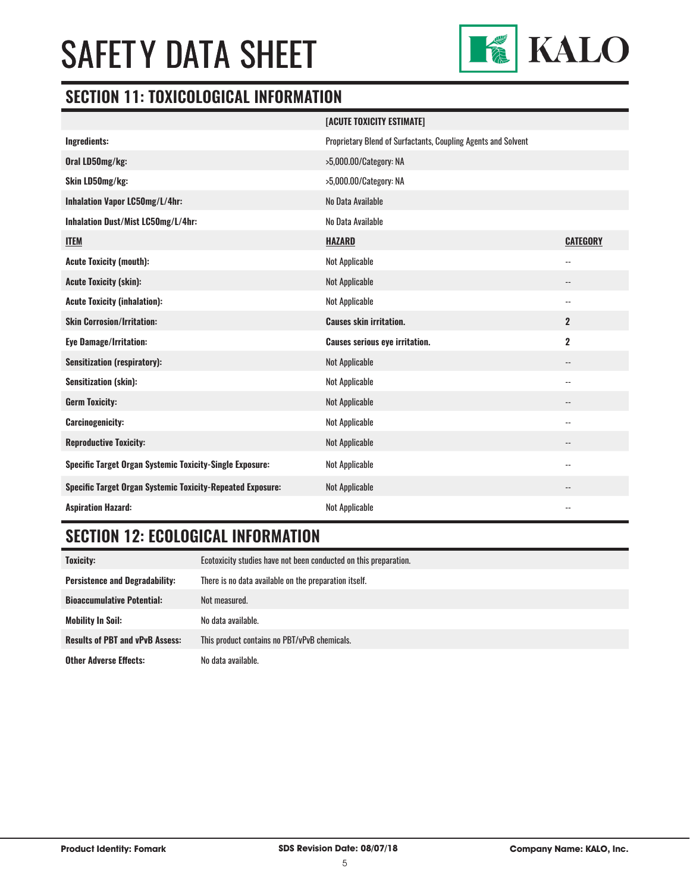## SECTION 11: TOXICOLOGICAL INFORMATION

| | [ACUTE TOXICITY ESTIMATE] | |
|---|---|---|
| **Ingredients:** | Proprietary Blend of Surfactants, Coupling Agents and Solvent | |
| **Oral LD50mg/kg:** | >5,000.00/Category: NA | |
| **Skin LD50mg/kg:** | >5,000.00/Category: NA | |
| **Inhalation Vapor LC50mg/L/4hr:** | No Data Available | |
| **Inhalation Dust/Mist LC50mg/L/4hr:** | No Data Available | |
| **ITEM** | **HAZARD** | **CATEGORY** |
| **Acute Toxicity (mouth):** | Not Applicable | -- |
| **Acute Toxicity (skin):** | Not Applicable | -- |
| **Acute Toxicity (inhalation):** | Not Applicable | -- |
| **Skin Corrosion/Irritation:** | **Causes skin irritation.** | **2** |
| **Eye Damage/Irritation:** | **Causes serious eye irritation.** | **2** |
| **Sensitization (respiratory):** | Not Applicable | -- |
| **Sensitization (skin):** | Not Applicable | -- |
| **Germ Toxicity:** | Not Applicable | -- |
| **Carcinogenicity:** | Not Applicable | -- |
| **Reproductive Toxicity:** | Not Applicable | -- |
| **Specific Target Organ Systemic Toxicity-Single Exposure:** | Not Applicable | -- |
| **Specific Target Organ Systemic Toxicity-Repeated Exposure:** | Not Applicable | -- |
| **Aspiration Hazard:** | Not Applicable | -- |

## SECTION 12: ECOLOGICAL INFORMATION

| | |
|---|---|
| **Toxicity:** | Ecotoxicity studies have not been conducted on this preparation. |
| **Persistence and Degradability:** | There is no data available on the preparation itself. |
| **Bioaccumulative Potential:** | Not measured. |
| **Mobility In Soil:** | No data available. |
| **Results of PBT and vPvB Assess:** | This product contains no PBT/vPvB chemicals. |
| **Other Adverse Effects:** | No data available. |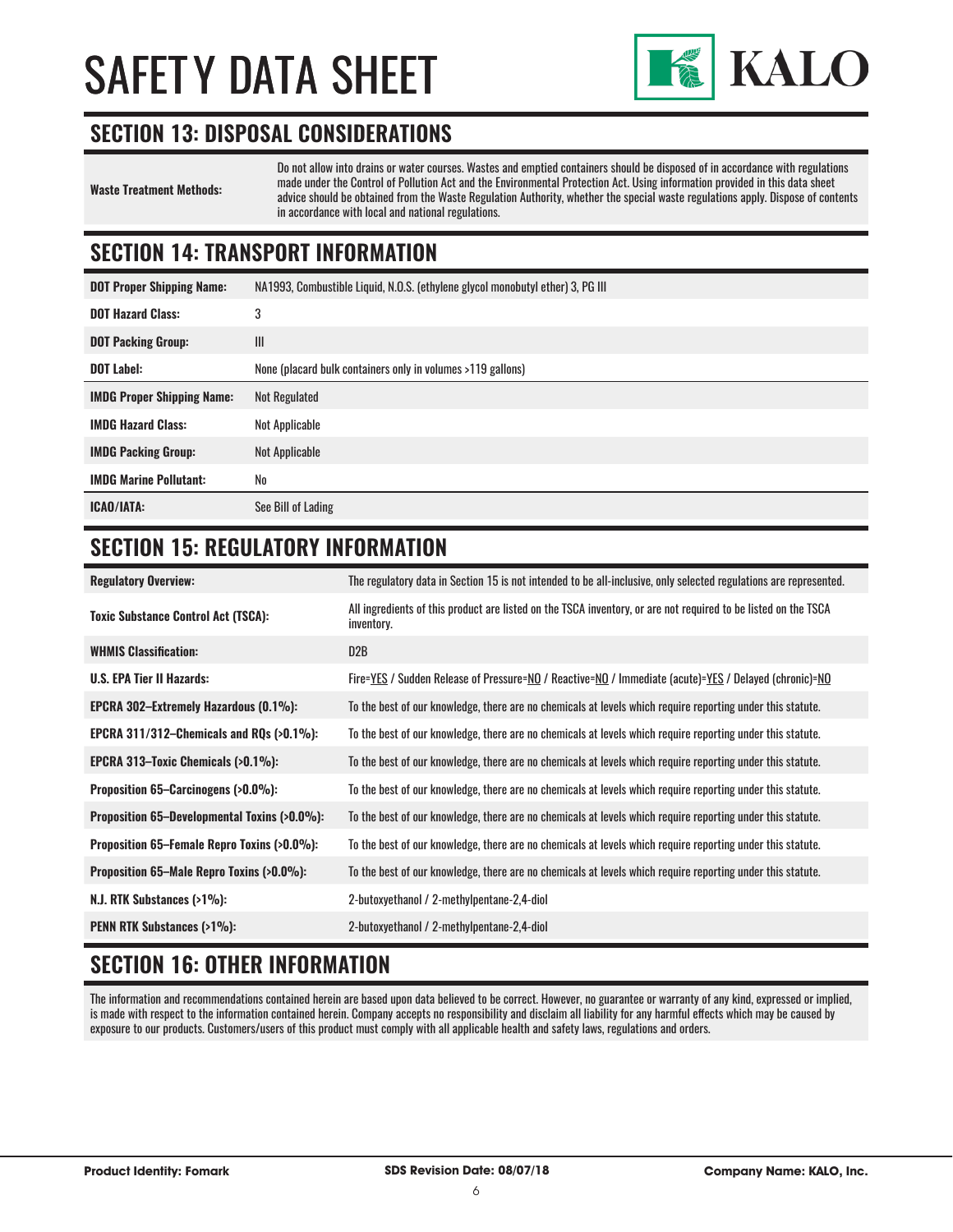# SAFETY DATA SHEET

## SECTION 13: DISPOSAL CONSIDERATIONS

| | |
|---|---|
| **Waste Treatment Methods:** | Do not allow into drains or water courses. Wastes and emptied containers should be disposed of in accordance with regulations made under the Control of Pollution Act and the Environmental Protection Act. Using information provided in this data sheet advice should be obtained from the Waste Regulation Authority, whether the special waste regulations apply. Dispose of contents in accordance with local and national regulations. |

## SECTION 14: TRANSPORT INFORMATION

| | |
|---|---|
| **DOT Proper Shipping Name:** | NA1993, Combustible Liquid, N.O.S. (ethylene glycol monobutyl ether) 3, PG III |
| **DOT Hazard Class:** | 3 |
| **DOT Packing Group:** | III |
| **DOT Label:** | None (placard bulk containers only in volumes >119 gallons) |
| **IMDG Proper Shipping Name:** | Not Regulated |
| **IMDG Hazard Class:** | Not Applicable |
| **IMDG Packing Group:** | Not Applicable |
| **IMDG Marine Pollutant:** | No |
| **ICAO/IATA:** | See Bill of Lading |

## SECTION 15: REGULATORY INFORMATION

| | |
|---|---|
| **Regulatory Overview:** | The regulatory data in Section 15 is not intended to be all-inclusive, only selected regulations are represented. |
| **Toxic Substance Control Act (TSCA):** | All ingredients of this product are listed on the TSCA inventory, or are not required to be listed on the TSCA inventory. |
| **WHMIS Classification:** | D2B |
| **U.S. EPA Tier II Hazards:** | Fire=YES / Sudden Release of Pressure=NO / Reactive=NO / Immediate (acute)=YES / Delayed (chronic)=NO |
| **EPCRA 302–Extremely Hazardous (0.1%):** | To the best of our knowledge, there are no chemicals at levels which require reporting under this statute. |
| **EPCRA 311/312–Chemicals and RQs (>0.1%):** | To the best of our knowledge, there are no chemicals at levels which require reporting under this statute. |
| **EPCRA 313–Toxic Chemicals (>0.1%):** | To the best of our knowledge, there are no chemicals at levels which require reporting under this statute. |
| **Proposition 65–Carcinogens (>0.0%):** | To the best of our knowledge, there are no chemicals at levels which require reporting under this statute. |
| **Proposition 65–Developmental Toxins (>0.0%):** | To the best of our knowledge, there are no chemicals at levels which require reporting under this statute. |
| **Proposition 65–Female Repro Toxins (>0.0%):** | To the best of our knowledge, there are no chemicals at levels which require reporting under this statute. |
| **Proposition 65–Male Repro Toxins (>0.0%):** | To the best of our knowledge, there are no chemicals at levels which require reporting under this statute. |
| **N.J. RTK Substances (>1%):** | 2-butoxyethanol / 2-methylpentane-2,4-diol |
| **PENN RTK Substances (>1%):** | 2-butoxyethanol / 2-methylpentane-2,4-diol |

## SECTION 16: OTHER INFORMATION

The information and recommendations contained herein are based upon data believed to be correct. However, no guarantee or warranty of any kind, expressed or implied, is made with respect to the information contained herein. Company accepts no responsibility and disclaim all liability for any harmful effects which may be caused by exposure to our products. Customers/users of this product must comply with all applicable health and safety laws, regulations and orders.